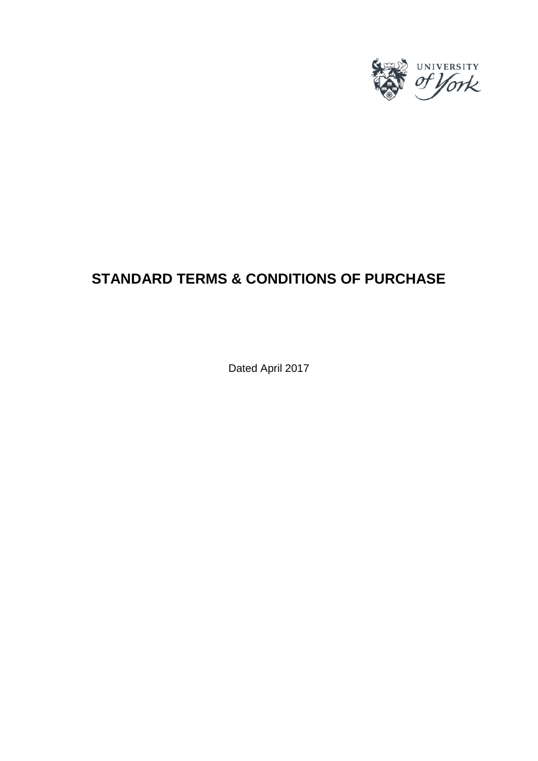# STANDARD TERMS & CONDITIONS OF PURCHASE

Dated April 2017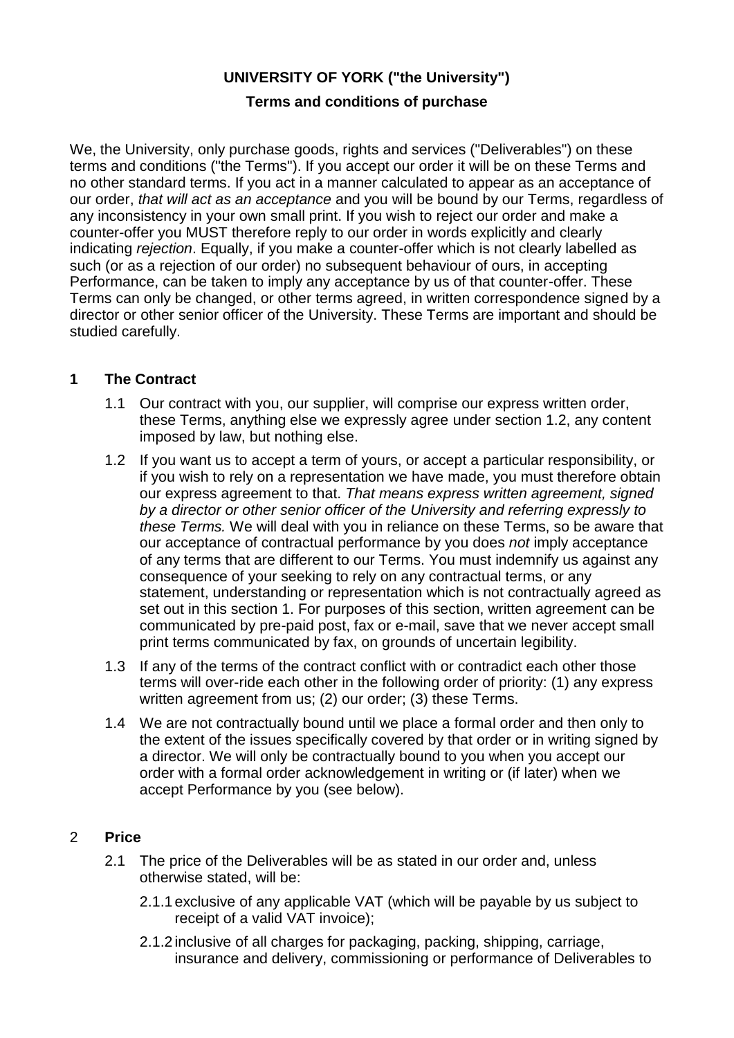**UNIVERSITY OF YORK ("the University")**

**Terms and conditions of purchase**

We, the University, only purchase goods, rights and services ("Deliverables") on these terms and conditions ("the Terms"). If you accept our order it will be on these Terms and no other standard terms. If you act in a manner calculated to appear as an acceptance of our order, *that will act as an acceptance* and you will be bound by our Terms, regardless of any inconsistency in your own small print. If you wish to reject our order and make a counter-offer you MUST therefore reply to our order in words explicitly and clearly indicating *rejection*. Equally, if you make a counter-offer which is not clearly labelled as such (or as a rejection of our order) no subsequent behaviour of ours, in accepting Performance, can be taken to imply any acceptance by us of that counter-offer. These Terms can only be changed, or other terms agreed, in written correspondence signed by a director or other senior officer of the University. These Terms are important and should be studied carefully.

## 1 The Contract

1.1 Our contract with you, our supplier, will comprise our express written order, these Terms, anything else we expressly agree under section 1.2, any content imposed by law, but nothing else.

1.2 If you want us to accept a term of yours, or accept a particular responsibility, or if you wish to rely on a representation we have made, you must therefore obtain our express agreement to that. *That means express written agreement, signed by a director or other senior officer of the University and referring expressly to these Terms.* We will deal with you in reliance on these Terms, so be aware that our acceptance of contractual performance by you does *not* imply acceptance of any terms that are different to our Terms. You must indemnify us against any consequence of your seeking to rely on any contractual terms, or any statement, understanding or representation which is not contractually agreed as set out in this section 1. For purposes of this section, written agreement can be communicated by pre-paid post, fax or e-mail, save that we never accept small print terms communicated by fax, on grounds of uncertain legibility.

1.3 If any of the terms of the contract conflict with or contradict each other those terms will over-ride each other in the following order of priority: (1) any express written agreement from us; (2) our order; (3) these Terms.

1.4 We are not contractually bound until we place a formal order and then only to the extent of the issues specifically covered by that order or in writing signed by a director. We will only be contractually bound to you when you accept our order with a formal order acknowledgement in writing or (if later) when we accept Performance by you (see below).

## 2 Price

2.1 The price of the Deliverables will be as stated in our order and, unless otherwise stated, will be:

2.1.1 exclusive of any applicable VAT (which will be payable by us subject to receipt of a valid VAT invoice);

2.1.2 inclusive of all charges for packaging, packing, shipping, carriage, insurance and delivery, commissioning or performance of Deliverables to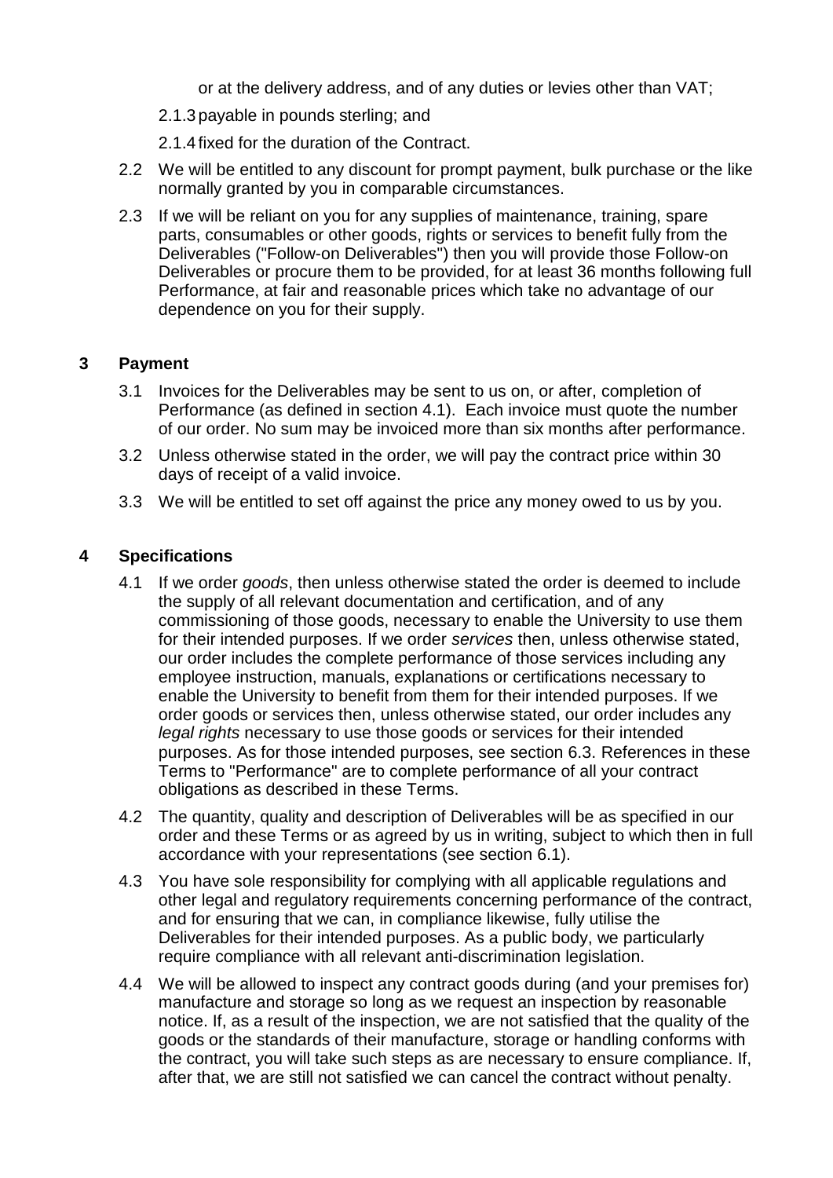or at the delivery address, and of any duties or levies other than VAT;

2.1.3 payable in pounds sterling; and

2.1.4 fixed for the duration of the Contract.

2.2 We will be entitled to any discount for prompt payment, bulk purchase or the like normally granted by you in comparable circumstances.

2.3 If we will be reliant on you for any supplies of maintenance, training, spare parts, consumables or other goods, rights or services to benefit fully from the Deliverables ("Follow-on Deliverables") then you will provide those Follow-on Deliverables or procure them to be provided, for at least 36 months following full Performance, at fair and reasonable prices which take no advantage of our dependence on you for their supply.

## 3 Payment

3.1 Invoices for the Deliverables may be sent to us on, or after, completion of Performance (as defined in section 4.1). Each invoice must quote the number of our order. No sum may be invoiced more than six months after performance.

3.2 Unless otherwise stated in the order, we will pay the contract price within 30 days of receipt of a valid invoice.

3.3 We will be entitled to set off against the price any money owed to us by you.

## 4 Specifications

4.1 If we order *goods*, then unless otherwise stated the order is deemed to include the supply of all relevant documentation and certification, and of any commissioning of those goods, necessary to enable the University to use them for their intended purposes. If we order *services* then, unless otherwise stated, our order includes the complete performance of those services including any employee instruction, manuals, explanations or certifications necessary to enable the University to benefit from them for their intended purposes. If we order goods or services then, unless otherwise stated, our order includes any *legal rights* necessary to use those goods or services for their intended purposes. As for those intended purposes, see section 6.3. References in these Terms to "Performance" are to complete performance of all your contract obligations as described in these Terms.

4.2 The quantity, quality and description of Deliverables will be as specified in our order and these Terms or as agreed by us in writing, subject to which then in full accordance with your representations (see section 6.1).

4.3 You have sole responsibility for complying with all applicable regulations and other legal and regulatory requirements concerning performance of the contract, and for ensuring that we can, in compliance likewise, fully utilise the Deliverables for their intended purposes. As a public body, we particularly require compliance with all relevant anti-discrimination legislation.

4.4 We will be allowed to inspect any contract goods during (and your premises for) manufacture and storage so long as we request an inspection by reasonable notice. If, as a result of the inspection, we are not satisfied that the quality of the goods or the standards of their manufacture, storage or handling conforms with the contract, you will take such steps as are necessary to ensure compliance. If, after that, we are still not satisfied we can cancel the contract without penalty.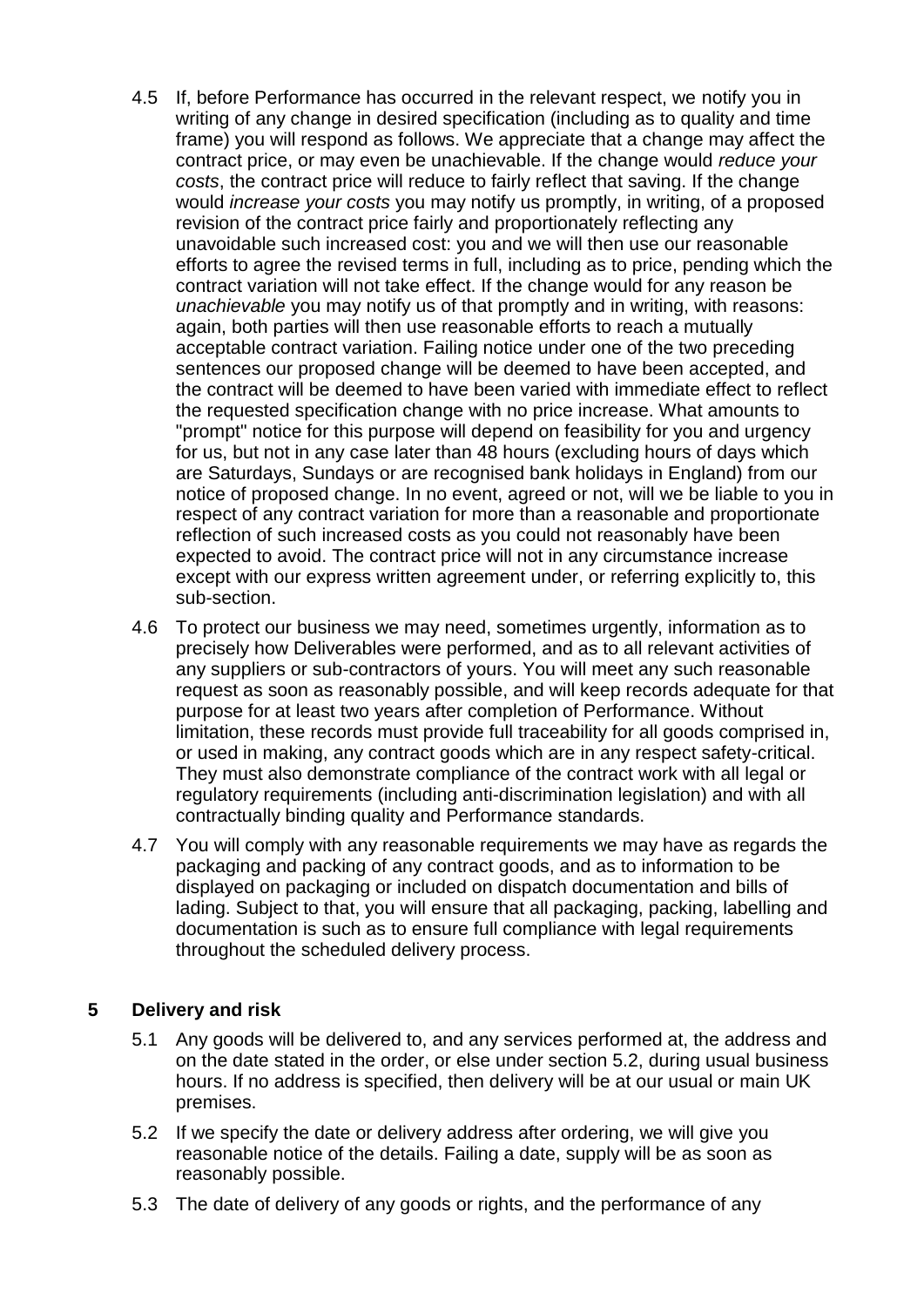4.5 If, before Performance has occurred in the relevant respect, we notify you in writing of any change in desired specification (including as to quality and time frame) you will respond as follows. We appreciate that a change may affect the contract price, or may even be unachievable. If the change would *reduce your costs*, the contract price will reduce to fairly reflect that saving. If the change would *increase your costs* you may notify us promptly, in writing, of a proposed revision of the contract price fairly and proportionately reflecting any unavoidable such increased cost: you and we will then use our reasonable efforts to agree the revised terms in full, including as to price, pending which the contract variation will not take effect. If the change would for any reason be *unachievable* you may notify us of that promptly and in writing, with reasons: again, both parties will then use reasonable efforts to reach a mutually acceptable contract variation. Failing notice under one of the two preceding sentences our proposed change will be deemed to have been accepted, and the contract will be deemed to have been varied with immediate effect to reflect the requested specification change with no price increase. What amounts to "prompt" notice for this purpose will depend on feasibility for you and urgency for us, but not in any case later than 48 hours (excluding hours of days which are Saturdays, Sundays or are recognised bank holidays in England) from our notice of proposed change. In no event, agreed or not, will we be liable to you in respect of any contract variation for more than a reasonable and proportionate reflection of such increased costs as you could not reasonably have been expected to avoid. The contract price will not in any circumstance increase except with our express written agreement under, or referring explicitly to, this sub-section.

4.6 To protect our business we may need, sometimes urgently, information as to precisely how Deliverables were performed, and as to all relevant activities of any suppliers or sub-contractors of yours. You will meet any such reasonable request as soon as reasonably possible, and will keep records adequate for that purpose for at least two years after completion of Performance. Without limitation, these records must provide full traceability for all goods comprised in, or used in making, any contract goods which are in any respect safety-critical. They must also demonstrate compliance of the contract work with all legal or regulatory requirements (including anti-discrimination legislation) and with all contractually binding quality and Performance standards.

4.7 You will comply with any reasonable requirements we may have as regards the packaging and packing of any contract goods, and as to information to be displayed on packaging or included on dispatch documentation and bills of lading. Subject to that, you will ensure that all packaging, packing, labelling and documentation is such as to ensure full compliance with legal requirements throughout the scheduled delivery process.

## 5 Delivery and risk

5.1 Any goods will be delivered to, and any services performed at, the address and on the date stated in the order, or else under section 5.2, during usual business hours. If no address is specified, then delivery will be at our usual or main UK premises.

5.2 If we specify the date or delivery address after ordering, we will give you reasonable notice of the details. Failing a date, supply will be as soon as reasonably possible.

5.3 The date of delivery of any goods or rights, and the performance of any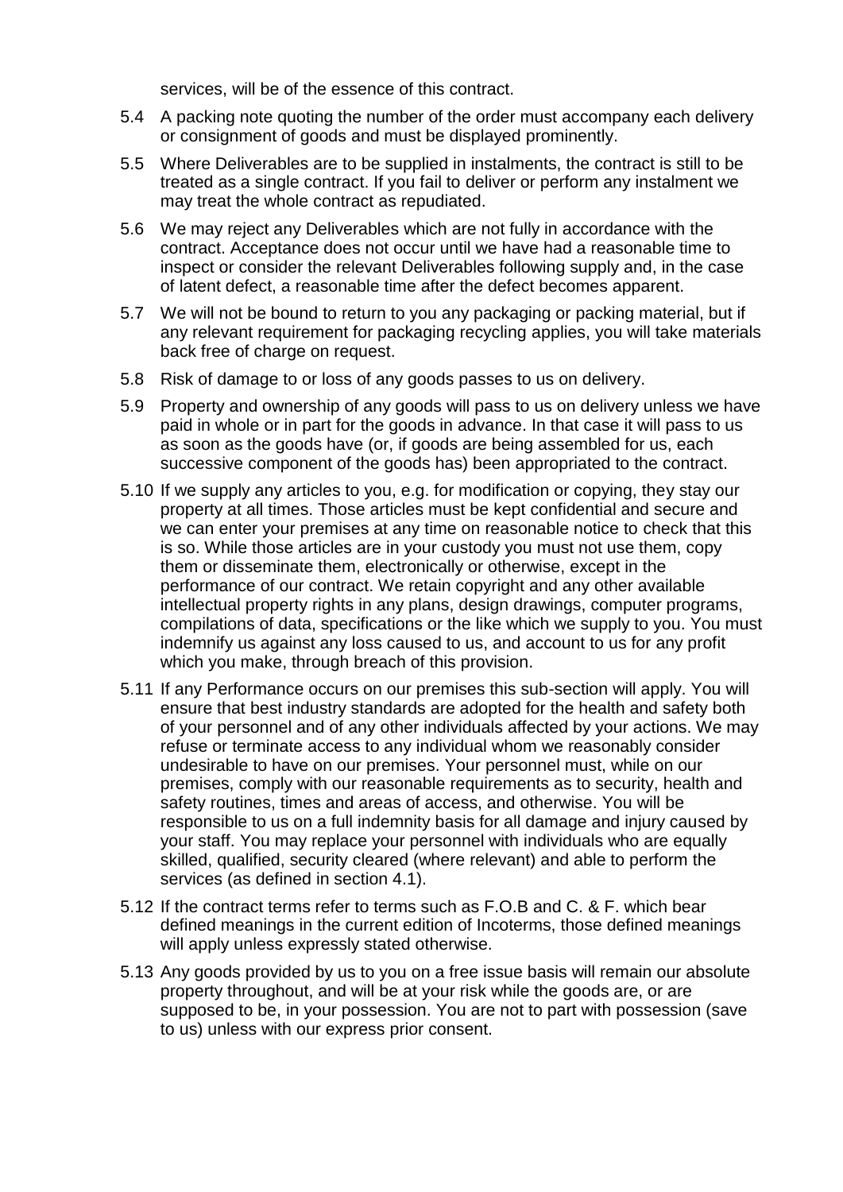services, will be of the essence of this contract.

5.4 A packing note quoting the number of the order must accompany each delivery or consignment of goods and must be displayed prominently.

5.5 Where Deliverables are to be supplied in instalments, the contract is still to be treated as a single contract. If you fail to deliver or perform any instalment we may treat the whole contract as repudiated.

5.6 We may reject any Deliverables which are not fully in accordance with the contract. Acceptance does not occur until we have had a reasonable time to inspect or consider the relevant Deliverables following supply and, in the case of latent defect, a reasonable time after the defect becomes apparent.

5.7 We will not be bound to return to you any packaging or packing material, but if any relevant requirement for packaging recycling applies, you will take materials back free of charge on request.

5.8 Risk of damage to or loss of any goods passes to us on delivery.

5.9 Property and ownership of any goods will pass to us on delivery unless we have paid in whole or in part for the goods in advance. In that case it will pass to us as soon as the goods have (or, if goods are being assembled for us, each successive component of the goods has) been appropriated to the contract.

5.10 If we supply any articles to you, e.g. for modification or copying, they stay our property at all times. Those articles must be kept confidential and secure and we can enter your premises at any time on reasonable notice to check that this is so. While those articles are in your custody you must not use them, copy them or disseminate them, electronically or otherwise, except in the performance of our contract. We retain copyright and any other available intellectual property rights in any plans, design drawings, computer programs, compilations of data, specifications or the like which we supply to you. You must indemnify us against any loss caused to us, and account to us for any profit which you make, through breach of this provision.

5.11 If any Performance occurs on our premises this sub-section will apply. You will ensure that best industry standards are adopted for the health and safety both of your personnel and of any other individuals affected by your actions. We may refuse or terminate access to any individual whom we reasonably consider undesirable to have on our premises. Your personnel must, while on our premises, comply with our reasonable requirements as to security, health and safety routines, times and areas of access, and otherwise. You will be responsible to us on a full indemnity basis for all damage and injury caused by your staff. You may replace your personnel with individuals who are equally skilled, qualified, security cleared (where relevant) and able to perform the services (as defined in section 4.1).

5.12 If the contract terms refer to terms such as F.O.B and C. & F. which bear defined meanings in the current edition of Incoterms, those defined meanings will apply unless expressly stated otherwise.

5.13 Any goods provided by us to you on a free issue basis will remain our absolute property throughout, and will be at your risk while the goods are, or are supposed to be, in your possession. You are not to part with possession (save to us) unless with our express prior consent.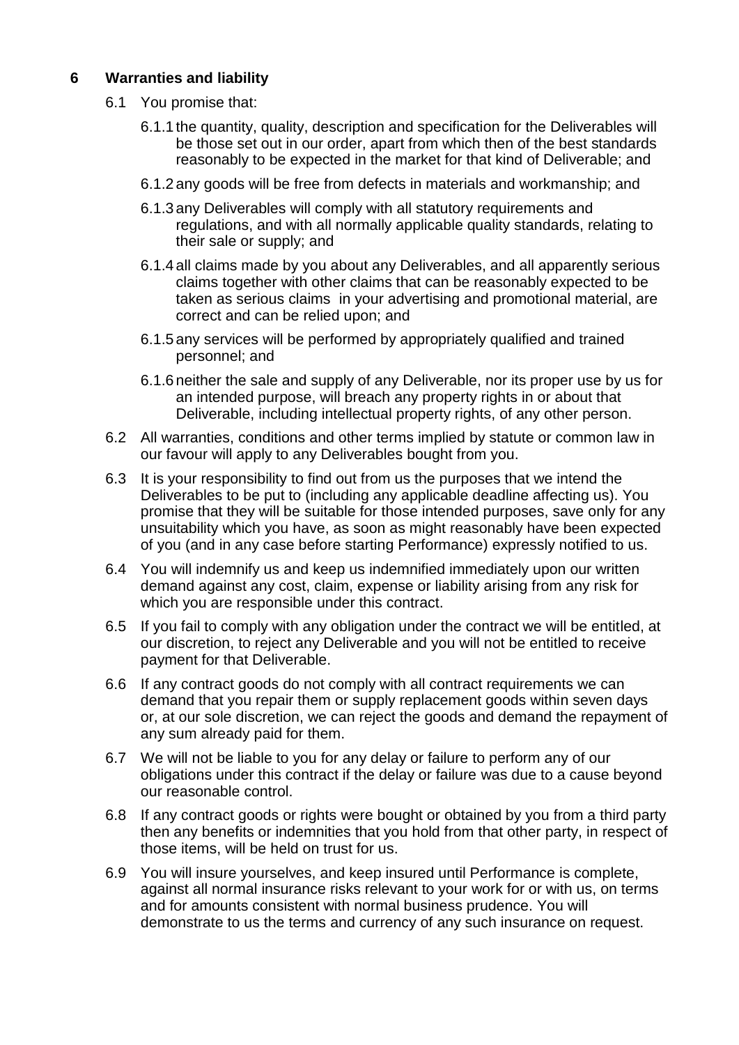## 6 Warranties and liability

6.1 You promise that:

6.1.1 the quantity, quality, description and specification for the Deliverables will be those set out in our order, apart from which then of the best standards reasonably to be expected in the market for that kind of Deliverable; and

6.1.2 any goods will be free from defects in materials and workmanship; and

6.1.3 any Deliverables will comply with all statutory requirements and regulations, and with all normally applicable quality standards, relating to their sale or supply; and

6.1.4 all claims made by you about any Deliverables, and all apparently serious claims together with other claims that can be reasonably expected to be taken as serious claims in your advertising and promotional material, are correct and can be relied upon; and

6.1.5 any services will be performed by appropriately qualified and trained personnel; and

6.1.6 neither the sale and supply of any Deliverable, nor its proper use by us for an intended purpose, will breach any property rights in or about that Deliverable, including intellectual property rights, of any other person.

6.2 All warranties, conditions and other terms implied by statute or common law in our favour will apply to any Deliverables bought from you.

6.3 It is your responsibility to find out from us the purposes that we intend the Deliverables to be put to (including any applicable deadline affecting us). You promise that they will be suitable for those intended purposes, save only for any unsuitability which you have, as soon as might reasonably have been expected of you (and in any case before starting Performance) expressly notified to us.

6.4 You will indemnify us and keep us indemnified immediately upon our written demand against any cost, claim, expense or liability arising from any risk for which you are responsible under this contract.

6.5 If you fail to comply with any obligation under the contract we will be entitled, at our discretion, to reject any Deliverable and you will not be entitled to receive payment for that Deliverable.

6.6 If any contract goods do not comply with all contract requirements we can demand that you repair them or supply replacement goods within seven days or, at our sole discretion, we can reject the goods and demand the repayment of any sum already paid for them.

6.7 We will not be liable to you for any delay or failure to perform any of our obligations under this contract if the delay or failure was due to a cause beyond our reasonable control.

6.8 If any contract goods or rights were bought or obtained by you from a third party then any benefits or indemnities that you hold from that other party, in respect of those items, will be held on trust for us.

6.9 You will insure yourselves, and keep insured until Performance is complete, against all normal insurance risks relevant to your work for or with us, on terms and for amounts consistent with normal business prudence. You will demonstrate to us the terms and currency of any such insurance on request.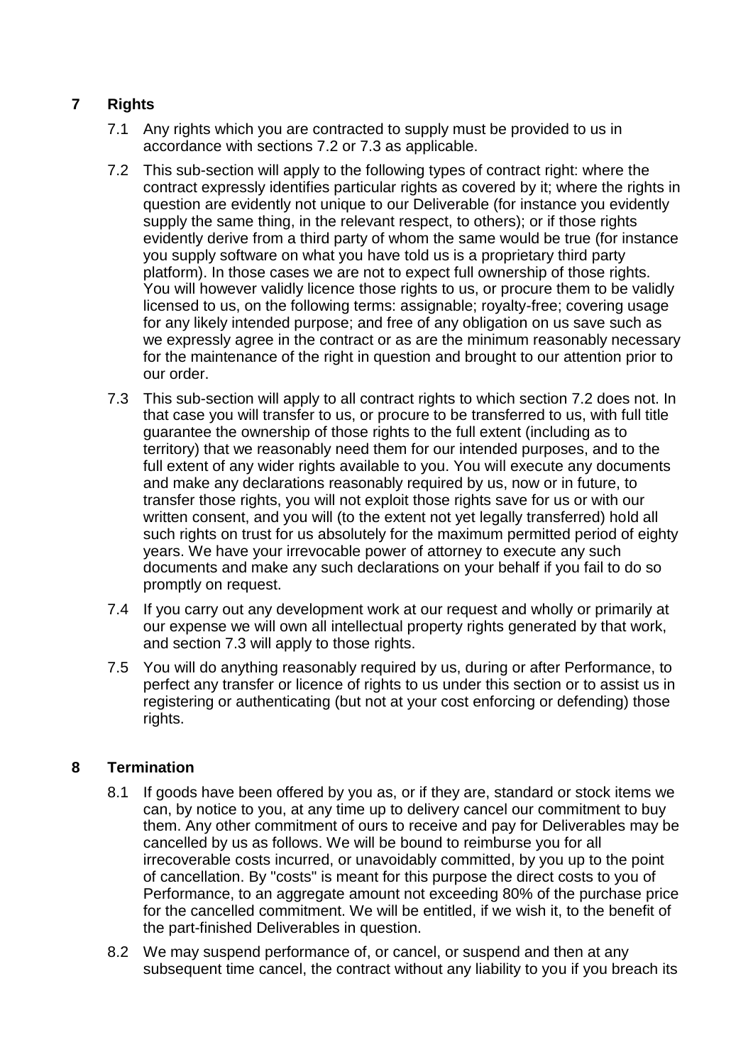## 7 Rights

7.1 Any rights which you are contracted to supply must be provided to us in accordance with sections 7.2 or 7.3 as applicable.

7.2 This sub-section will apply to the following types of contract right: where the contract expressly identifies particular rights as covered by it; where the rights in question are evidently not unique to our Deliverable (for instance you evidently supply the same thing, in the relevant respect, to others); or if those rights evidently derive from a third party of whom the same would be true (for instance you supply software on what you have told us is a proprietary third party platform). In those cases we are not to expect full ownership of those rights. You will however validly licence those rights to us, or procure them to be validly licensed to us, on the following terms: assignable; royalty-free; covering usage for any likely intended purpose; and free of any obligation on us save such as we expressly agree in the contract or as are the minimum reasonably necessary for the maintenance of the right in question and brought to our attention prior to our order.

7.3 This sub-section will apply to all contract rights to which section 7.2 does not. In that case you will transfer to us, or procure to be transferred to us, with full title guarantee the ownership of those rights to the full extent (including as to territory) that we reasonably need them for our intended purposes, and to the full extent of any wider rights available to you. You will execute any documents and make any declarations reasonably required by us, now or in future, to transfer those rights, you will not exploit those rights save for us or with our written consent, and you will (to the extent not yet legally transferred) hold all such rights on trust for us absolutely for the maximum permitted period of eighty years. We have your irrevocable power of attorney to execute any such documents and make any such declarations on your behalf if you fail to do so promptly on request.

7.4 If you carry out any development work at our request and wholly or primarily at our expense we will own all intellectual property rights generated by that work, and section 7.3 will apply to those rights.

7.5 You will do anything reasonably required by us, during or after Performance, to perfect any transfer or licence of rights to us under this section or to assist us in registering or authenticating (but not at your cost enforcing or defending) those rights.

## 8 Termination

8.1 If goods have been offered by you as, or if they are, standard or stock items we can, by notice to you, at any time up to delivery cancel our commitment to buy them. Any other commitment of ours to receive and pay for Deliverables may be cancelled by us as follows. We will be bound to reimburse you for all irrecoverable costs incurred, or unavoidably committed, by you up to the point of cancellation. By "costs" is meant for this purpose the direct costs to you of Performance, to an aggregate amount not exceeding 80% of the purchase price for the cancelled commitment. We will be entitled, if we wish it, to the benefit of the part-finished Deliverables in question.

8.2 We may suspend performance of, or cancel, or suspend and then at any subsequent time cancel, the contract without any liability to you if you breach its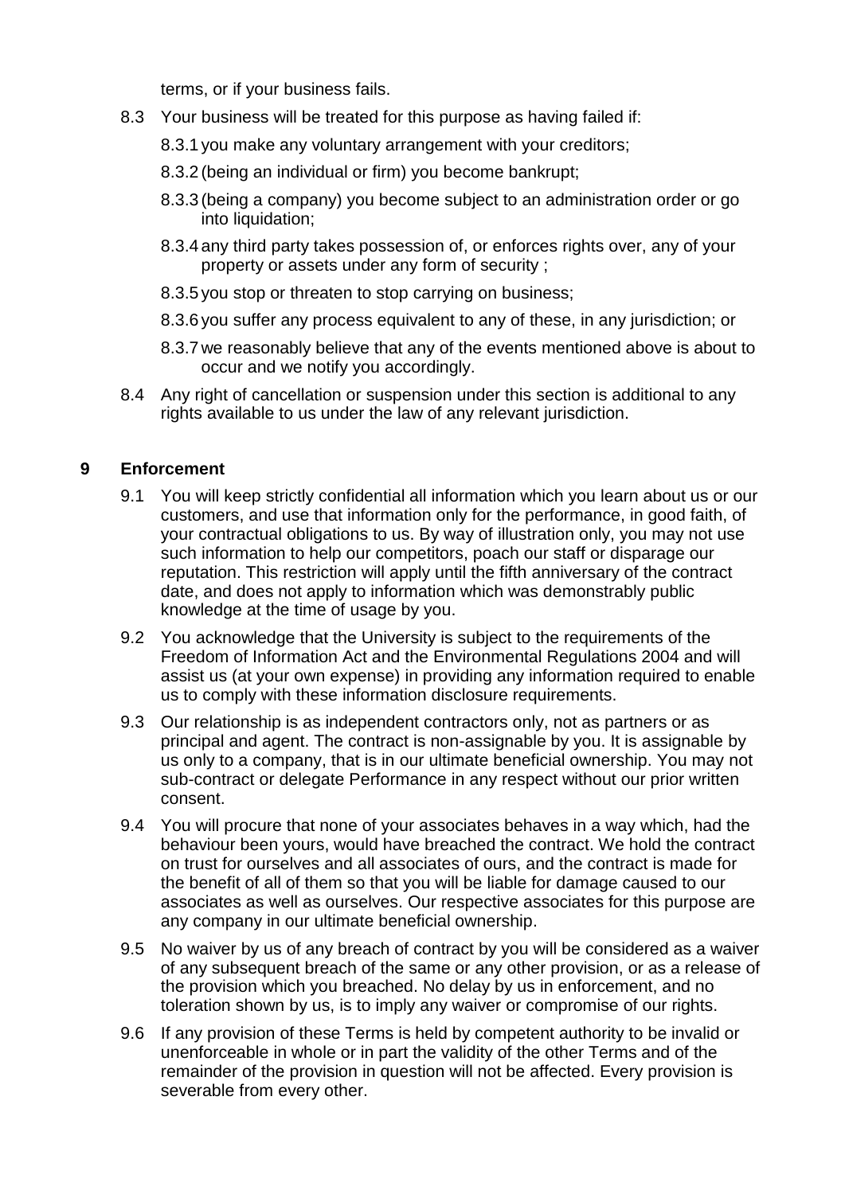terms, or if your business fails.

8.3 Your business will be treated for this purpose as having failed if:

8.3.1 you make any voluntary arrangement with your creditors;

8.3.2 (being an individual or firm) you become bankrupt;

8.3.3 (being a company) you become subject to an administration order or go into liquidation;

8.3.4 any third party takes possession of, or enforces rights over, any of your property or assets under any form of security ;

8.3.5 you stop or threaten to stop carrying on business;

8.3.6 you suffer any process equivalent to any of these, in any jurisdiction; or

8.3.7 we reasonably believe that any of the events mentioned above is about to occur and we notify you accordingly.

8.4 Any right of cancellation or suspension under this section is additional to any rights available to us under the law of any relevant jurisdiction.

## 9 Enforcement

9.1 You will keep strictly confidential all information which you learn about us or our customers, and use that information only for the performance, in good faith, of your contractual obligations to us. By way of illustration only, you may not use such information to help our competitors, poach our staff or disparage our reputation. This restriction will apply until the fifth anniversary of the contract date, and does not apply to information which was demonstrably public knowledge at the time of usage by you.

9.2 You acknowledge that the University is subject to the requirements of the Freedom of Information Act and the Environmental Regulations 2004 and will assist us (at your own expense) in providing any information required to enable us to comply with these information disclosure requirements.

9.3 Our relationship is as independent contractors only, not as partners or as principal and agent. The contract is non-assignable by you. It is assignable by us only to a company, that is in our ultimate beneficial ownership. You may not sub-contract or delegate Performance in any respect without our prior written consent.

9.4 You will procure that none of your associates behaves in a way which, had the behaviour been yours, would have breached the contract. We hold the contract on trust for ourselves and all associates of ours, and the contract is made for the benefit of all of them so that you will be liable for damage caused to our associates as well as ourselves. Our respective associates for this purpose are any company in our ultimate beneficial ownership.

9.5 No waiver by us of any breach of contract by you will be considered as a waiver of any subsequent breach of the same or any other provision, or as a release of the provision which you breached. No delay by us in enforcement, and no toleration shown by us, is to imply any waiver or compromise of our rights.

9.6 If any provision of these Terms is held by competent authority to be invalid or unenforceable in whole or in part the validity of the other Terms and of the remainder of the provision in question will not be affected. Every provision is severable from every other.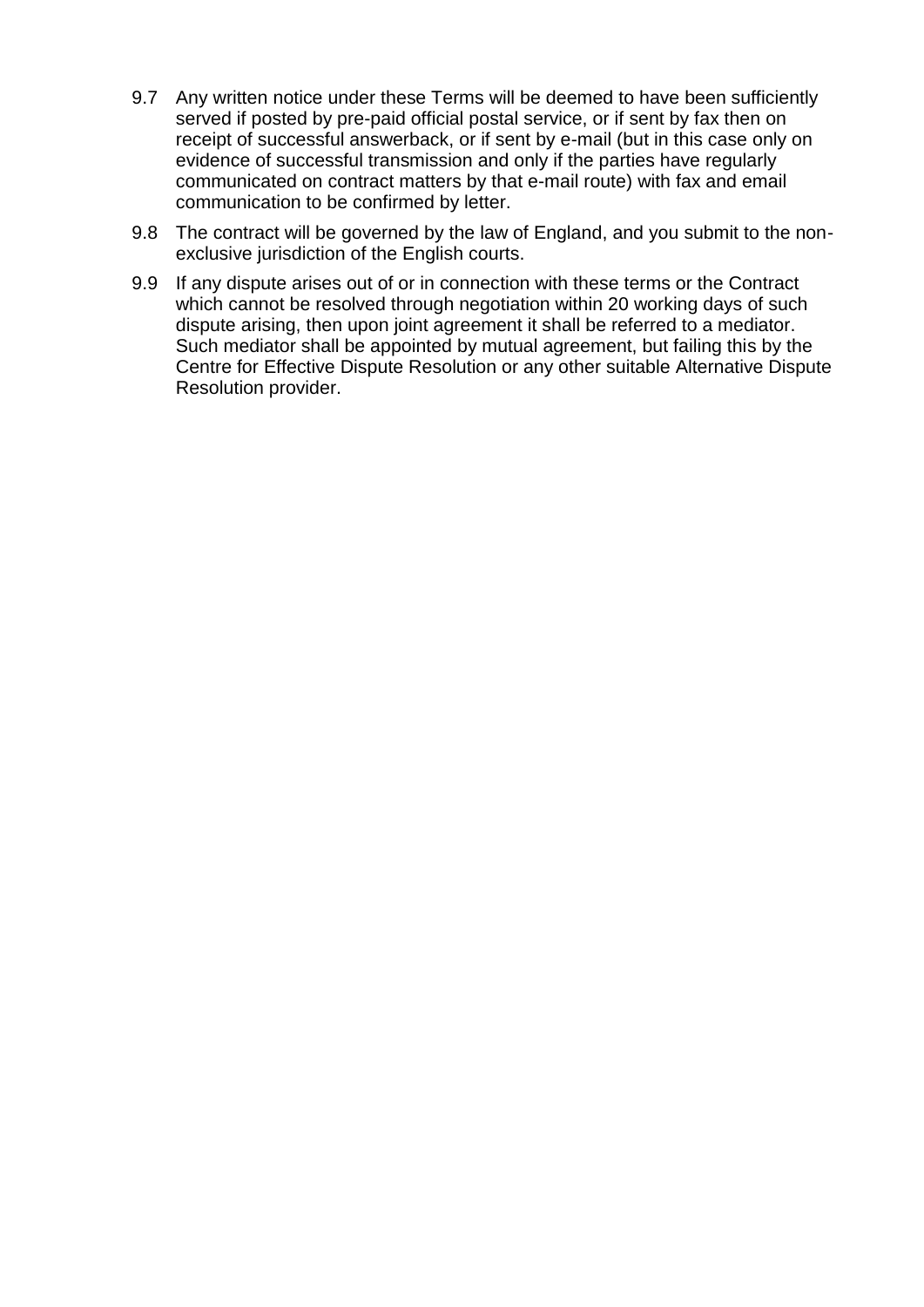9.7 Any written notice under these Terms will be deemed to have been sufficiently served if posted by pre-paid official postal service, or if sent by fax then on receipt of successful answerback, or if sent by e-mail (but in this case only on evidence of successful transmission and only if the parties have regularly communicated on contract matters by that e-mail route) with fax and email communication to be confirmed by letter.

9.8 The contract will be governed by the law of England, and you submit to the non-exclusive jurisdiction of the English courts.

9.9 If any dispute arises out of or in connection with these terms or the Contract which cannot be resolved through negotiation within 20 working days of such dispute arising, then upon joint agreement it shall be referred to a mediator. Such mediator shall be appointed by mutual agreement, but failing this by the Centre for Effective Dispute Resolution or any other suitable Alternative Dispute Resolution provider.